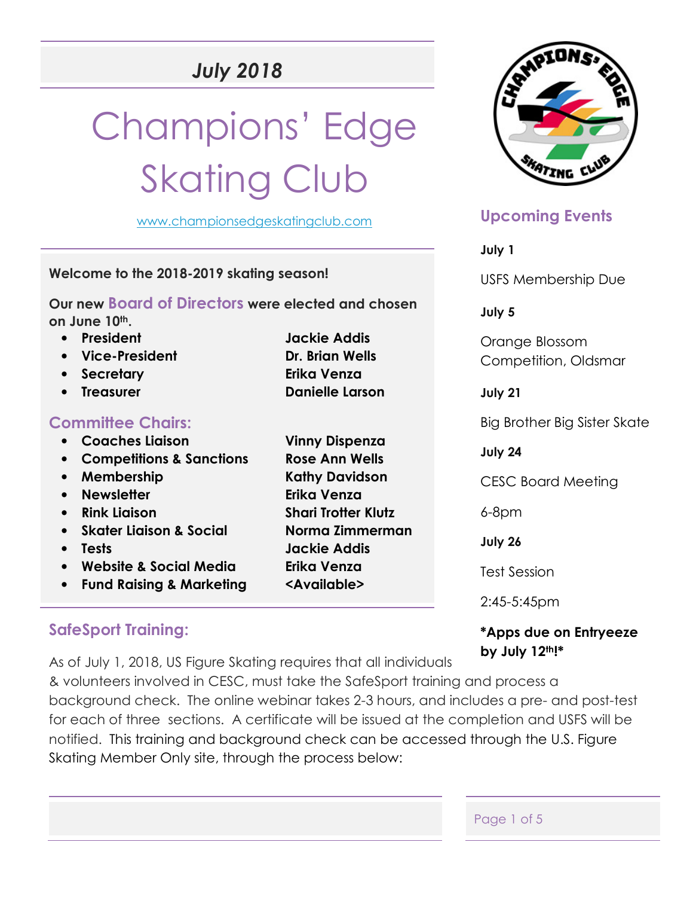*July 2018*

# Champions' Edge Skating Club

www.championsedgeskatingclub.com

**Welcome to the 2018-2019 skating season!**

**Our new Board of Directors were elected and chosen on June 10th.**

- **President** — **Jackie Addis**
- **Vice-President** — **Dr. Brian Wells**
- **Secretary** — **Erika Venza**
- **Treasurer** — **Danielle Larson**

## Committee Chairs:

- **Coaches Liaison** — **Vinny Dispenza**
- **Competitions & Sanctions** — **Rose Ann Wells**
- **Membership** — **Kathy Davidson**
- **Newsletter** — **Erika Venza**
- **Rink Liaison** — **Shari Trotter Klutz**
- **Skater Liaison & Social** — **Norma Zimmerman**
- **Tests** — **Jackie Addis**
- **Website & Social Media** — **Erika Venza**
- **Fund Raising & Marketing** — **<Available>**

## SafeSport Training:

As of July 1, 2018, US Figure Skating requires that all individuals & volunteers involved in CESC, must take the SafeSport training and process a background check. The online webinar takes 2-3 hours, and includes a pre- and post-test for each of three sections. A certificate will be issued at the completion and USFS will be notified. This training and background check can be accessed through the U.S. Figure Skating Member Only site, through the process below:

## Upcoming Events

**July 1**

USFS Membership Due

**July 5**

Orange Blossom Competition, Oldsmar

**July 21**

Big Brother Big Sister Skate

**July 24**

CESC Board Meeting

6-8pm

**July 26**

Test Session

2:45-5:45pm

***Apps due on Entryeeze by July 12th!***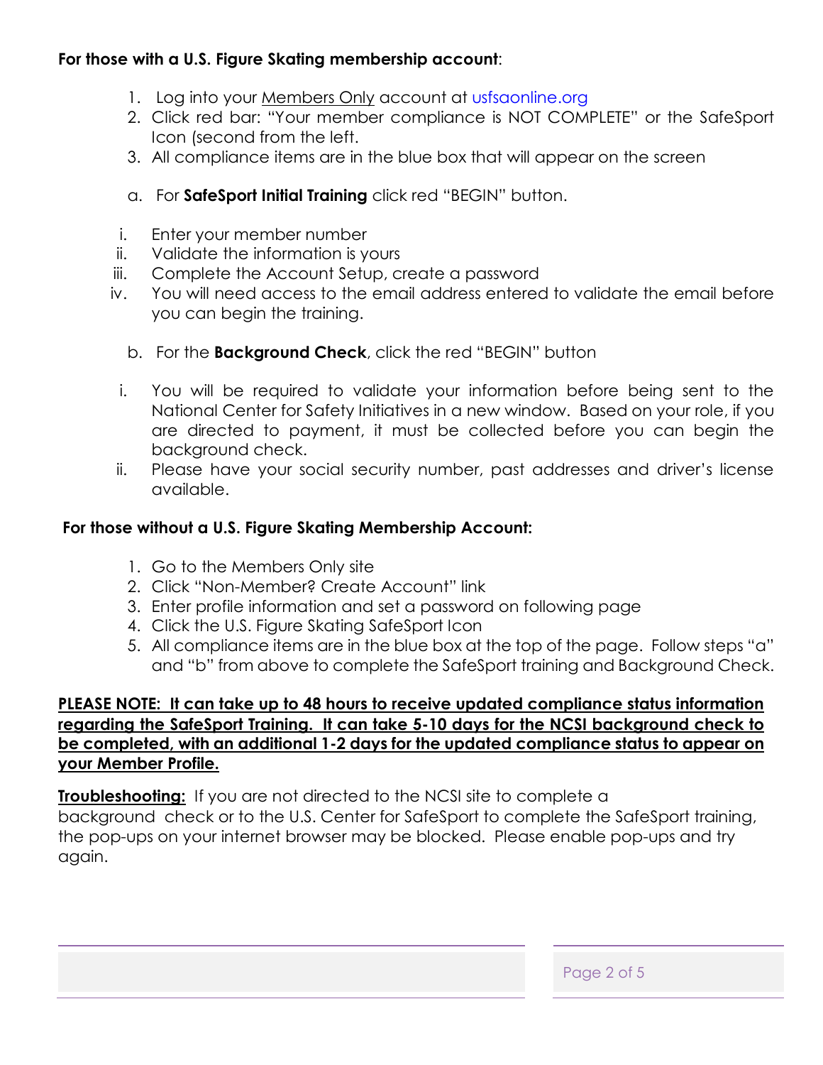**For those with a U.S. Figure Skating membership account**:

1. Log into your Members Only account at usfsaonline.org
2. Click red bar: "Your member compliance is NOT COMPLETE" or the SafeSport Icon (second from the left.
3. All compliance items are in the blue box that will appear on the screen

   a. For **SafeSport Initial Training** click red "BEGIN" button.

      i. Enter your member number
      ii. Validate the information is yours
      iii. Complete the Account Setup, create a password
      iv. You will need access to the email address entered to validate the email before you can begin the training.

   b. For the **Background Check**, click the red "BEGIN" button

      i. You will be required to validate your information before being sent to the National Center for Safety Initiatives in a new window. Based on your role, if you are directed to payment, it must be collected before you can begin the background check.
      ii. Please have your social security number, past addresses and driver's license available.

**For those without a U.S. Figure Skating Membership Account:**

1. Go to the Members Only site
2. Click "Non-Member? Create Account" link
3. Enter profile information and set a password on following page
4. Click the U.S. Figure Skating SafeSport Icon
5. All compliance items are in the blue box at the top of the page. Follow steps "a" and "b" from above to complete the SafeSport training and Background Check.

**PLEASE NOTE: It can take up to 48 hours to receive updated compliance status information regarding the SafeSport Training. It can take 5-10 days for the NCSI background check to be completed, with an additional 1-2 days for the updated compliance status to appear on your Member Profile.**

**Troubleshooting:** If you are not directed to the NCSI site to complete a background check or to the U.S. Center for SafeSport to complete the SafeSport training, the pop-ups on your internet browser may be blocked. Please enable pop-ups and try again.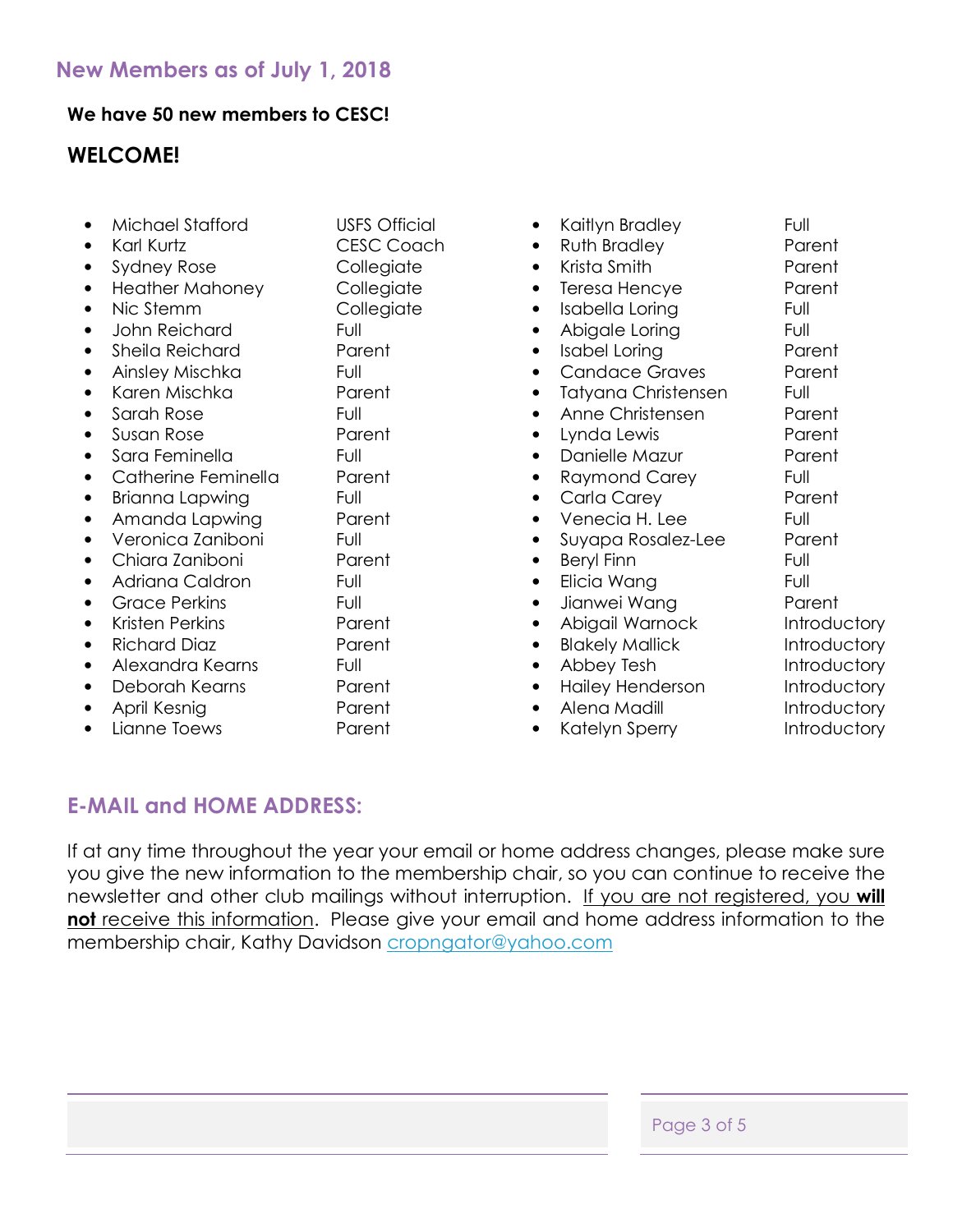## New Members as of July 1, 2018

**We have 50 new members to CESC!**

### WELCOME!

- Michael Stafford — USFS Official
- Karl Kurtz — CESC Coach
- Sydney Rose — Collegiate
- Heather Mahoney — Collegiate
- Nic Stemm — Collegiate
- John Reichard — Full
- Sheila Reichard — Parent
- Ainsley Mischka — Full
- Karen Mischka — Parent
- Sarah Rose — Full
- Susan Rose — Parent
- Sara Feminella — Full
- Catherine Feminella — Parent
- Brianna Lapwing — Full
- Amanda Lapwing — Parent
- Veronica Zaniboni — Full
- Chiara Zaniboni — Parent
- Adriana Caldron — Full
- Grace Perkins — Full
- Kristen Perkins — Parent
- Richard Diaz — Parent
- Alexandra Kearns — Full
- Deborah Kearns — Parent
- April Kesnig — Parent
- Lianne Toews — Parent
- Kaitlyn Bradley — Full
- Ruth Bradley — Parent
- Krista Smith — Parent
- Teresa Hencye — Parent
- Isabella Loring — Full
- Abigale Loring — Full
- Isabel Loring — Parent
- Candace Graves — Parent
- Tatyana Christensen — Full
- Anne Christensen — Parent
- Lynda Lewis — Parent
- Danielle Mazur — Parent
- Raymond Carey — Full
- Carla Carey — Parent
- Venecia H. Lee — Full
- Suyapa Rosalez-Lee — Parent
- Beryl Finn — Full
- Elicia Wang — Full
- Jianwei Wang — Parent
- Abigail Warnock — Introductory
- Blakely Mallick — Introductory
- Abbey Tesh — Introductory
- Hailey Henderson — Introductory
- Alena Madill — Introductory
- Katelyn Sperry — Introductory

## E-MAIL and HOME ADDRESS:

If at any time throughout the year your email or home address changes, please make sure you give the new information to the membership chair, so you can continue to receive the newsletter and other club mailings without interruption. If you are not registered, you **will not** receive this information. Please give your email and home address information to the membership chair, Kathy Davidson cropngator@yahoo.com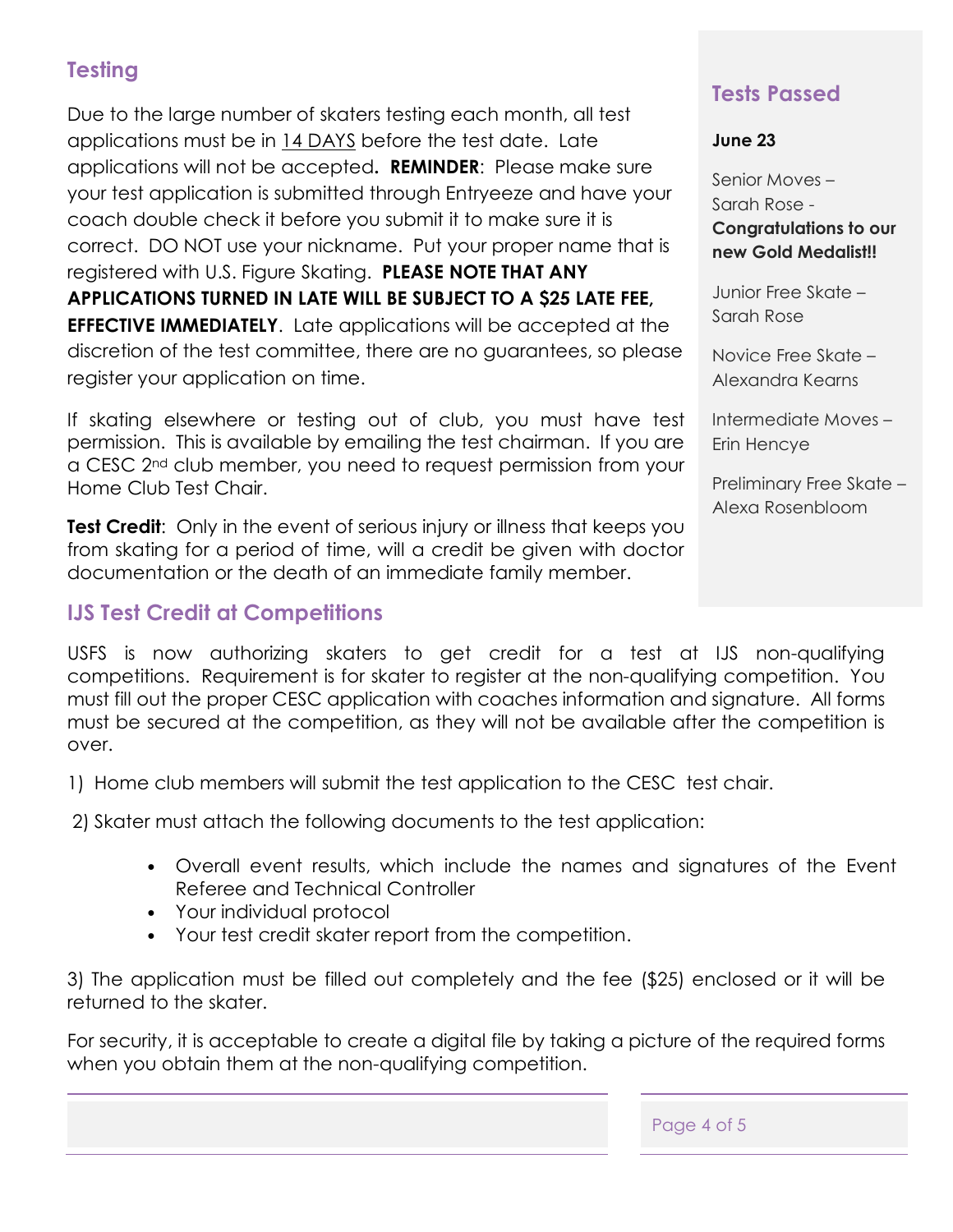## Testing

Due to the large number of skaters testing each month, all test applications must be in 14 DAYS before the test date. Late applications will not be accepted. **REMINDER**: Please make sure your test application is submitted through Entryeeze and have your coach double check it before you submit it to make sure it is correct. DO NOT use your nickname. Put your proper name that is registered with U.S. Figure Skating. **PLEASE NOTE THAT ANY APPLICATIONS TURNED IN LATE WILL BE SUBJECT TO A $25 LATE FEE, EFFECTIVE IMMEDIATELY**. Late applications will be accepted at the discretion of the test committee, there are no guarantees, so please register your application on time.

If skating elsewhere or testing out of club, you must have test permission. This is available by emailing the test chairman. If you are a CESC 2nd club member, you need to request permission from your Home Club Test Chair.

**Test Credit**: Only in the event of serious injury or illness that keeps you from skating for a period of time, will a credit be given with doctor documentation or the death of an immediate family member.

## Tests Passed

**June 23**

Senior Moves – Sarah Rose - **Congratulations to our new Gold Medalist!!**

Junior Free Skate – Sarah Rose

Novice Free Skate – Alexandra Kearns

Intermediate Moves – Erin Hencye

Preliminary Free Skate – Alexa Rosenbloom

## IJS Test Credit at Competitions

USFS is now authorizing skaters to get credit for a test at IJS non-qualifying competitions. Requirement is for skater to register at the non-qualifying competition. You must fill out the proper CESC application with coaches information and signature. All forms must be secured at the competition, as they will not be available after the competition is over.

1) Home club members will submit the test application to the CESC test chair.

2) Skater must attach the following documents to the test application:

- Overall event results, which include the names and signatures of the Event Referee and Technical Controller
- Your individual protocol
- Your test credit skater report from the competition.

3) The application must be filled out completely and the fee ($25) enclosed or it will be returned to the skater.

For security, it is acceptable to create a digital file by taking a picture of the required forms when you obtain them at the non-qualifying competition.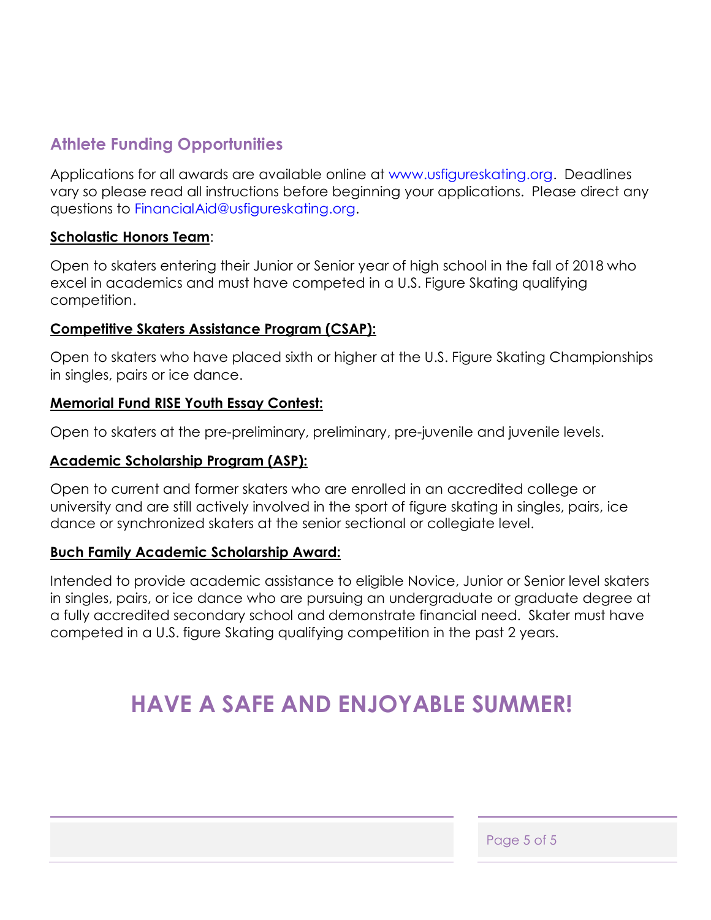## Athlete Funding Opportunities

Applications for all awards are available online at www.usfigureskating.org. Deadlines vary so please read all instructions before beginning your applications. Please direct any questions to FinancialAid@usfigureskating.org.

**Scholastic Honors Team**:

Open to skaters entering their Junior or Senior year of high school in the fall of 2018 who excel in academics and must have competed in a U.S. Figure Skating qualifying competition.

**Competitive Skaters Assistance Program (CSAP):**

Open to skaters who have placed sixth or higher at the U.S. Figure Skating Championships in singles, pairs or ice dance.

**Memorial Fund RISE Youth Essay Contest:**

Open to skaters at the pre-preliminary, preliminary, pre-juvenile and juvenile levels.

**Academic Scholarship Program (ASP):**

Open to current and former skaters who are enrolled in an accredited college or university and are still actively involved in the sport of figure skating in singles, pairs, ice dance or synchronized skaters at the senior sectional or collegiate level.

**Buch Family Academic Scholarship Award:**

Intended to provide academic assistance to eligible Novice, Junior or Senior level skaters in singles, pairs, or ice dance who are pursuing an undergraduate or graduate degree at a fully accredited secondary school and demonstrate financial need. Skater must have competed in a U.S. figure Skating qualifying competition in the past 2 years.

# HAVE A SAFE AND ENJOYABLE SUMMER!